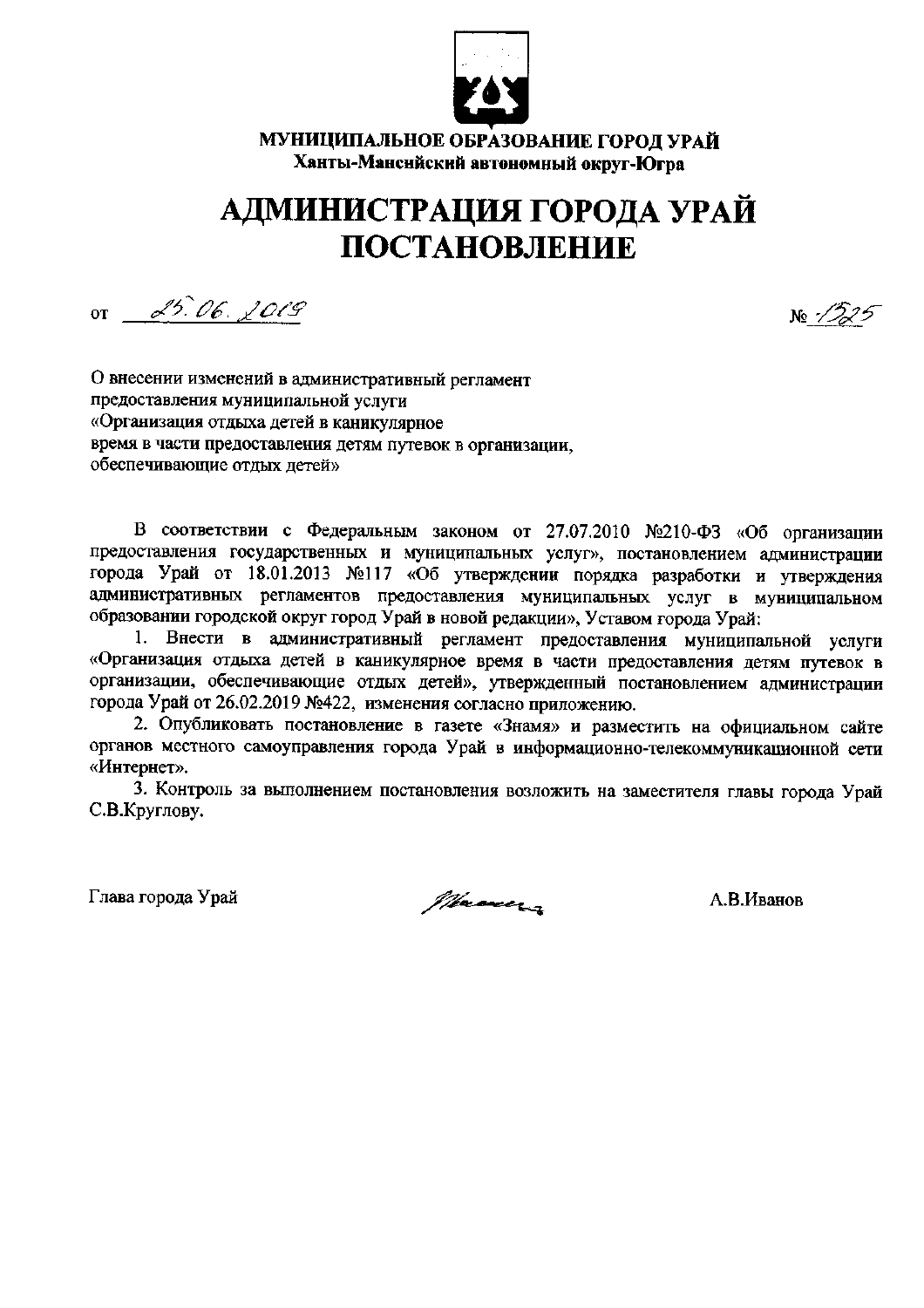**МУНИЦИПАЛЬНОЕ ОБРАЗОВАНИЕ ГОРОД УРАЙ**
**Ханты-Мансийский автономный округ-Югра**

# АДМИНИСТРАЦИЯ ГОРОДА УРАЙ
# ПОСТАНОВЛЕНИЕ

от 25.06.2019 № 1525

О внесении изменений в административный регламент
предоставления муниципальной услуги
«Организация отдыха детей в каникулярное
время в части предоставления детям путевок в организации,
обеспечивающие отдых детей»

В соответствии с Федеральным законом от 27.07.2010 №210-ФЗ «Об организации предоставления государственных и муниципальных услуг», постановлением администрации города Урай от 18.01.2013 №117 «Об утверждении порядка разработки и утверждения административных регламентов предоставления муниципальных услуг в муниципальном образовании городской округ город Урай в новой редакции», Уставом города Урай:

1. Внести в административный регламент предоставления муниципальной услуги «Организация отдыха детей в каникулярное время в части предоставления детям путевок в организации, обеспечивающие отдых детей», утвержденный постановлением администрации города Урай от 26.02.2019 №422, изменения согласно приложению.
2. Опубликовать постановление в газете «Знамя» и разместить на официальном сайте органов местного самоуправления города Урай в информационно-телекоммуникационной сети «Интернет».
3. Контроль за выполнением постановления возложить на заместителя главы города Урай С.В.Круглову.

Глава города Урай А.В.Иванов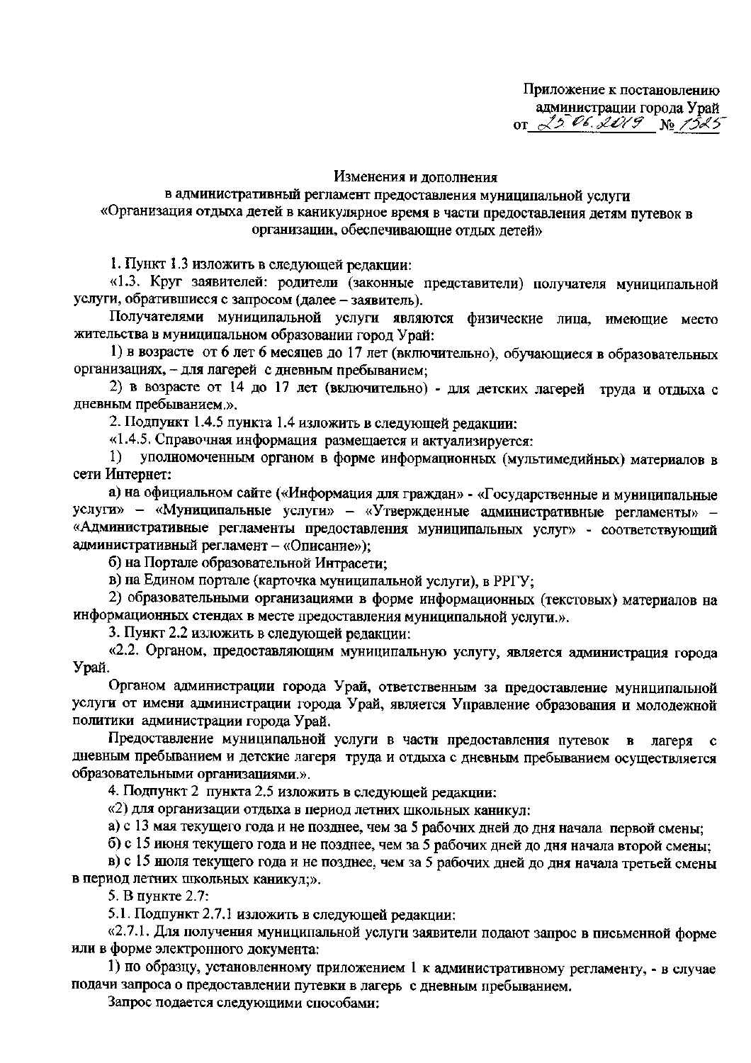Приложение к постановлению администрации города Урай от 25.06.2019 № 1525

Изменения и дополнения
в административный регламент предоставления муниципальной услуги
«Организация отдыха детей в каникулярное время в части предоставления детям путевок в организации, обеспечивающие отдых детей»

1. Пункт 1.3 изложить в следующей редакции:

«1.3. Круг заявителей: родители (законные представители) получателя муниципальной услуги, обратившиеся с запросом (далее – заявитель).

Получателями муниципальной услуги являются физические лица, имеющие место жительства в муниципальном образовании город Урай:

1) в возрасте от 6 лет 6 месяцев до 17 лет (включительно), обучающиеся в образовательных организациях, – для лагерей с дневным пребыванием;

2) в возрасте от 14 до 17 лет (включительно) - для детских лагерей труда и отдыха с дневным пребыванием.».

2. Подпункт 1.4.5 пункта 1.4 изложить в следующей редакции:

«1.4.5. Справочная информация размещается и актуализируется:

1) уполномоченным органом в форме информационных (мультимедийных) материалов в сети Интернет:

а) на официальном сайте («Информация для граждан» - «Государственные и муниципальные услуги» – «Муниципальные услуги» – «Утвержденные административные регламенты» – «Административные регламенты предоставления муниципальных услуг» - соответствующий административный регламент – «Описание»);

б) на Портале образовательной Интрасети;

в) на Едином портале (карточка муниципальной услуги), в РРГУ;

2) образовательными организациями в форме информационных (текстовых) материалов на информационных стендах в месте предоставления муниципальной услуги.».

3. Пункт 2.2 изложить в следующей редакции:

«2.2. Органом, предоставляющим муниципальную услугу, является администрация города Урай.

Органом администрации города Урай, ответственным за предоставление муниципальной услуги от имени администрации города Урай, является Управление образования и молодежной политики администрации города Урай.

Предоставление муниципальной услуги в части предоставления путевок в лагеря с дневным пребыванием и детские лагеря труда и отдыха с дневным пребыванием осуществляется образовательными организациями.».

4. Подпункт 2 пункта 2.5 изложить в следующей редакции:

«2) для организации отдыха в период летних школьных каникул:

а) с 13 мая текущего года и не позднее, чем за 5 рабочих дней до дня начала первой смены;

б) с 15 июня текущего года и не позднее, чем за 5 рабочих дней до дня начала второй смены;

в) с 15 июля текущего года и не позднее, чем за 5 рабочих дней до дня начала третьей смены в период летних школьных каникул;».

5. В пункте 2.7:

5.1. Подпункт 2.7.1 изложить в следующей редакции:

«2.7.1. Для получения муниципальной услуги заявители подают запрос в письменной форме или в форме электронного документа:

1) по образцу, установленному приложением 1 к административному регламенту, - в случае подачи запроса о предоставлении путевки в лагерь с дневным пребыванием.

Запрос подается следующими способами: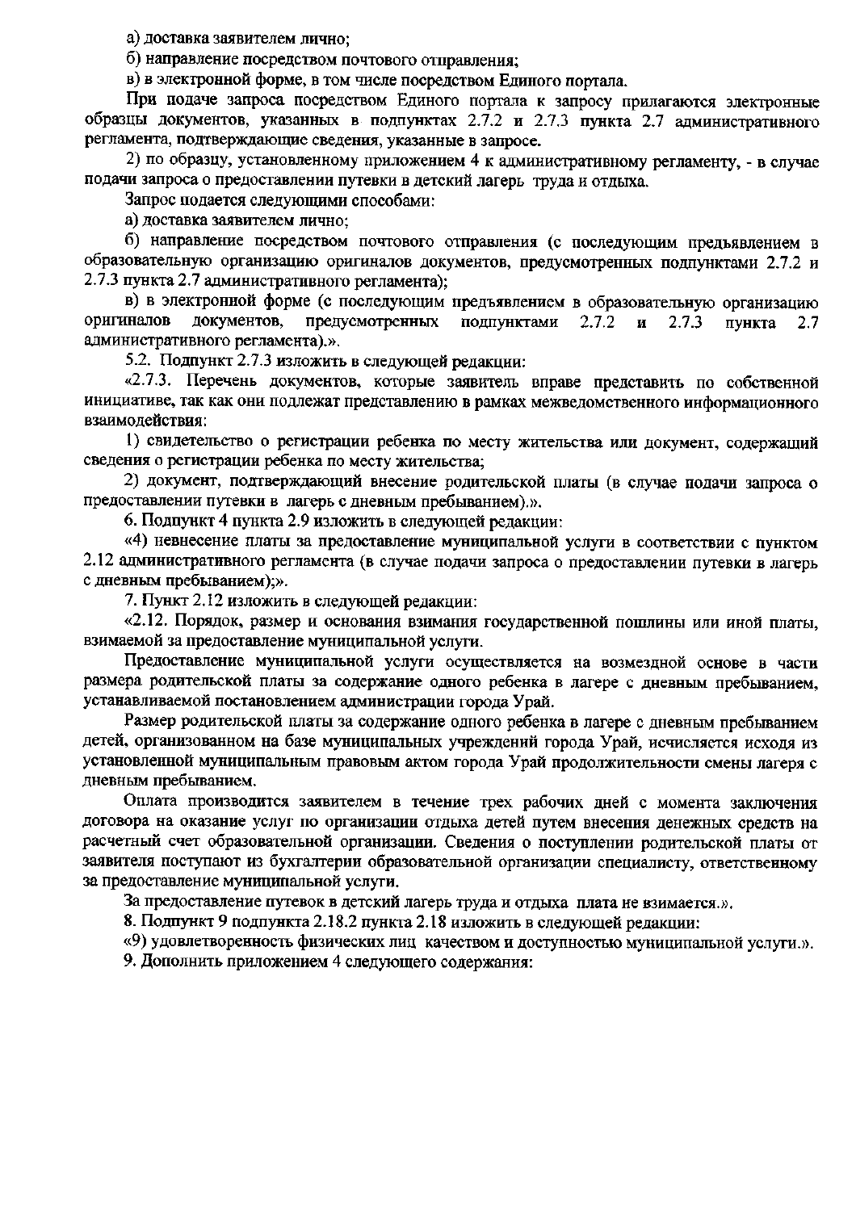а) доставка заявителем лично;

б) направление посредством почтового отправления;

в) в электронной форме, в том числе посредством Единого портала.

При подаче запроса посредством Единого портала к запросу прилагаются электронные образцы документов, указанных в подпунктах 2.7.2 и 2.7.3 пункта 2.7 административного регламента, подтверждающие сведения, указанные в запросе.

2) по образцу, установленному приложением 4 к административному регламенту, - в случае подачи запроса о предоставлении путевки в детский лагерь труда и отдыха.

Запрос подается следующими способами:

а) доставка заявителем лично;

б) направление посредством почтового отправления (с последующим предъявлением в образовательную организацию оригиналов документов, предусмотренных подпунктами 2.7.2 и 2.7.3 пункта 2.7 административного регламента);

в) в электронной форме (с последующим предъявлением в образовательную организацию оригиналов документов, предусмотренных подпунктами 2.7.2 и 2.7.3 пункта 2.7 административного регламента).».

5.2. Подпункт 2.7.3 изложить в следующей редакции:

«2.7.3. Перечень документов, которые заявитель вправе представить по собственной инициативе, так как они подлежат представлению в рамках межведомственного информационного взаимодействия:

1) свидетельство о регистрации ребенка по месту жительства или документ, содержащий сведения о регистрации ребенка по месту жительства;

2) документ, подтверждающий внесение родительской платы (в случае подачи запроса о предоставлении путевки в лагерь с дневным пребыванием).».

6. Подпункт 4 пункта 2.9 изложить в следующей редакции:

«4) невнесение платы за предоставление муниципальной услуги в соответствии с пунктом 2.12 административного регламента (в случае подачи запроса о предоставлении путевки в лагерь с дневным пребыванием);».

7. Пункт 2.12 изложить в следующей редакции:

«2.12. Порядок, размер и основания взимания государственной пошлины или иной платы, взимаемой за предоставление муниципальной услуги.

Предоставление муниципальной услуги осуществляется на возмездной основе в части размера родительской платы за содержание одного ребенка в лагере с дневным пребыванием, устанавливаемой постановлением администрации города Урай.

Размер родительской платы за содержание одного ребенка в лагере с дневным пребыванием детей, организованном на базе муниципальных учреждений города Урай, исчисляется исходя из установленной муниципальным правовым актом города Урай продолжительности смены лагеря с дневным пребыванием.

Оплата производится заявителем в течение трех рабочих дней с момента заключения договора на оказание услуг по организации отдыха детей путем внесения денежных средств на расчетный счет образовательной организации. Сведения о поступлении родительской платы от заявителя поступают из бухгалтерии образовательной организации специалисту, ответственному за предоставление муниципальной услуги.

За предоставление путевок в детский лагерь труда и отдыха плата не взимается.».

8. Подпункт 9 подпункта 2.18.2 пункта 2.18 изложить в следующей редакции:

«9) удовлетворенность физических лиц качеством и доступностью муниципальной услуги.».

9. Дополнить приложением 4 следующего содержания: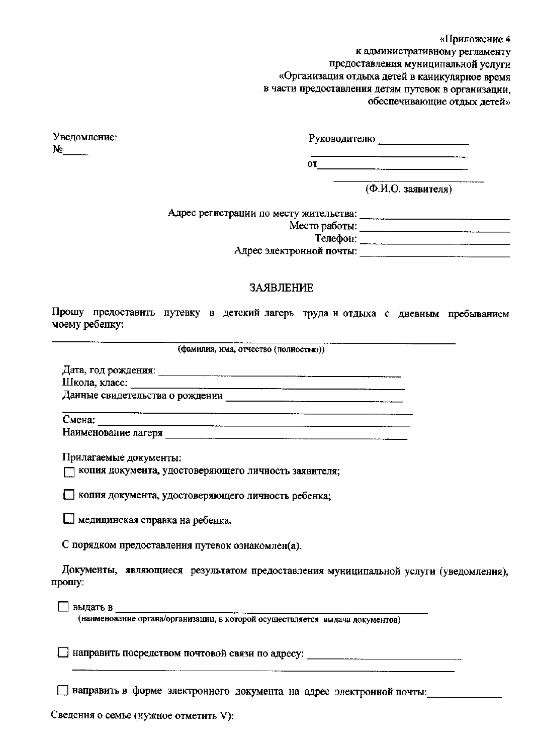«Приложение 4
к административному регламенту
предоставления муниципальной услуги
«Организация отдыха детей в каникулярное время
в части предоставления детям путевок в организации,
обеспечивающие отдых детей»

Уведомление:
№_____

Руководителю _______________
_________________________
от_________________________
_________________________
(Ф.И.О. заявителя)

Адрес регистрации по месту жительства: ______________________
Место работы: ______________________
Телефон: ______________________
Адрес электронной почты: ______________________

## ЗАЯВЛЕНИЕ

Прошу предоставить путевку в детский лагерь труда и отдыха с дневным пребыванием моему ребенку:

______________________________________________________________
(фамилия, имя, отчество (полностью))

Дата, год рождения: ______________________________
Школа, класс: ______________________________
Данные свидетельства о рождении ______________________________
______________________________________________
Смена: ______________________________
Наименование лагеря ______________________________

Прилагаемые документы:

☐ копия документа, удостоверяющего личность заявителя;

☐ копия документа, удостоверяющего личность ребенка;

☐ медицинская справка на ребенка.

С порядком предоставления путевок ознакомлен(а).

Документы, являющиеся результатом предоставления муниципальной услуги (уведомления), прошу:

☐ выдать в ______________________________________________
(наименование органа/организации, в которой осуществляется выдача документов)

☐ направить посредством почтовой связи по адресу: ______________________
______________________________________________

☐ направить в форме электронного документа на адрес электронной почты:____________

Сведения о семье (нужное отметить V):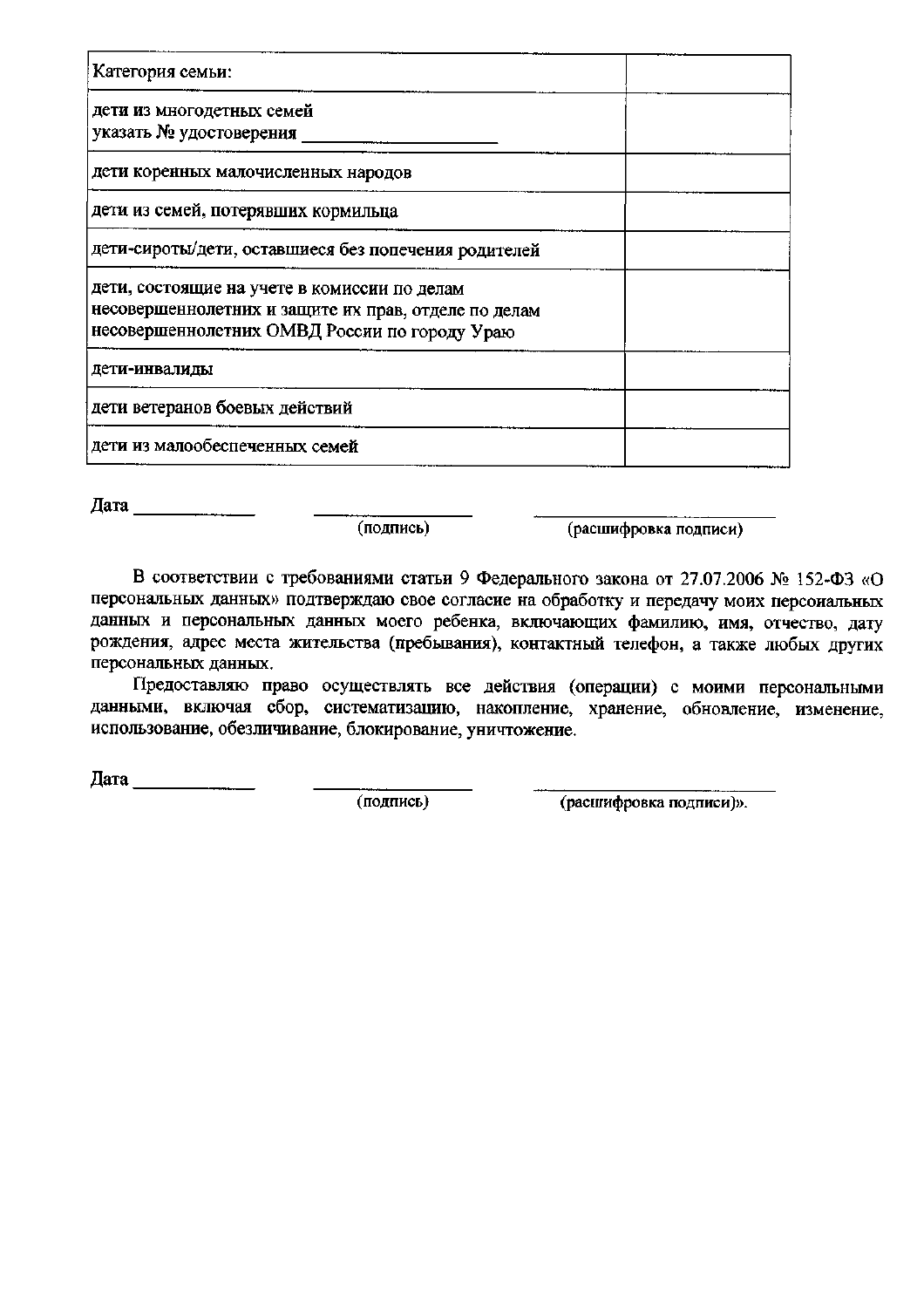| | |
|---|---|
| Категория семьи: | |
| дети из многодетных семей<br>указать № удостоверения ___________________ | |
| дети коренных малочисленных народов | |
| дети из семей, потерявших кормильца | |
| дети-сироты/дети, оставшиеся без попечения родителей | |
| дети, состоящие на учете в комиссии по делам несовершеннолетних и защите их прав, отделе по делам несовершеннолетних ОМВД России по городу Ураю | |
| дети-инвалиды | |
| дети ветеранов боевых действий | |
| дети из малообеспеченных семей | |

Дата ____________ _______________ _________________________
(подпись) (расшифровка подписи)

В соответствии с требованиями статьи 9 Федерального закона от 27.07.2006 № 152-ФЗ «О персональных данных» подтверждаю свое согласие на обработку и передачу моих персональных данных и персональных данных моего ребенка, включающих фамилию, имя, отчество, дату рождения, адрес места жительства (пребывания), контактный телефон, а также любых других персональных данных.

Предоставляю право осуществлять все действия (операции) с моими персональными данными, включая сбор, систематизацию, накопление, хранение, обновление, изменение, использование, обезличивание, блокирование, уничтожение.

Дата ____________ _______________ _________________________
(подпись) (расшифровка подписи)».